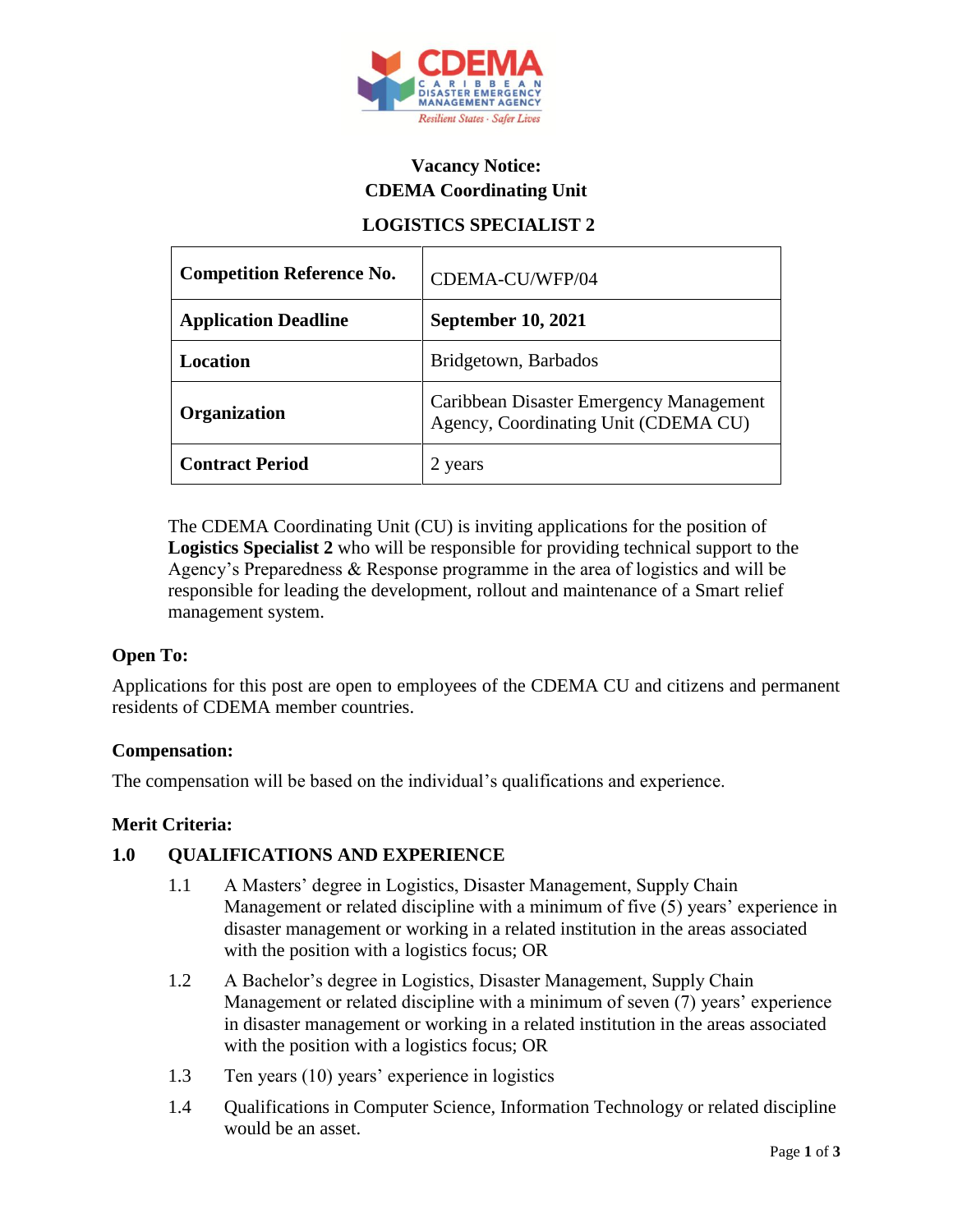# Vacancy Notice:
# CDEMA Coordinating Unit

## LOGISTICS SPECIALIST 2

| **Competition Reference No.** | CDEMA-CU/WFP/04 |
|---|---|
| **Application Deadline** | **September 10, 2021** |
| **Location** | Bridgetown, Barbados |
| **Organization** | Caribbean Disaster Emergency Management Agency, Coordinating Unit (CDEMA CU) |
| **Contract Period** | 2 years |

The CDEMA Coordinating Unit (CU) is inviting applications for the position of **Logistics Specialist 2** who will be responsible for providing technical support to the Agency's Preparedness & Response programme in the area of logistics and will be responsible for leading the development, rollout and maintenance of a Smart relief management system.

**Open To:**

Applications for this post are open to employees of the CDEMA CU and citizens and permanent residents of CDEMA member countries.

**Compensation:**

The compensation will be based on the individual's qualifications and experience.

**Merit Criteria:**

**1.0 QUALIFICATIONS AND EXPERIENCE**

1.1 A Masters' degree in Logistics, Disaster Management, Supply Chain Management or related discipline with a minimum of five (5) years' experience in disaster management or working in a related institution in the areas associated with the position with a logistics focus; OR

1.2 A Bachelor's degree in Logistics, Disaster Management, Supply Chain Management or related discipline with a minimum of seven (7) years' experience in disaster management or working in a related institution in the areas associated with the position with a logistics focus; OR

1.3 Ten years (10) years' experience in logistics

1.4 Qualifications in Computer Science, Information Technology or related discipline would be an asset.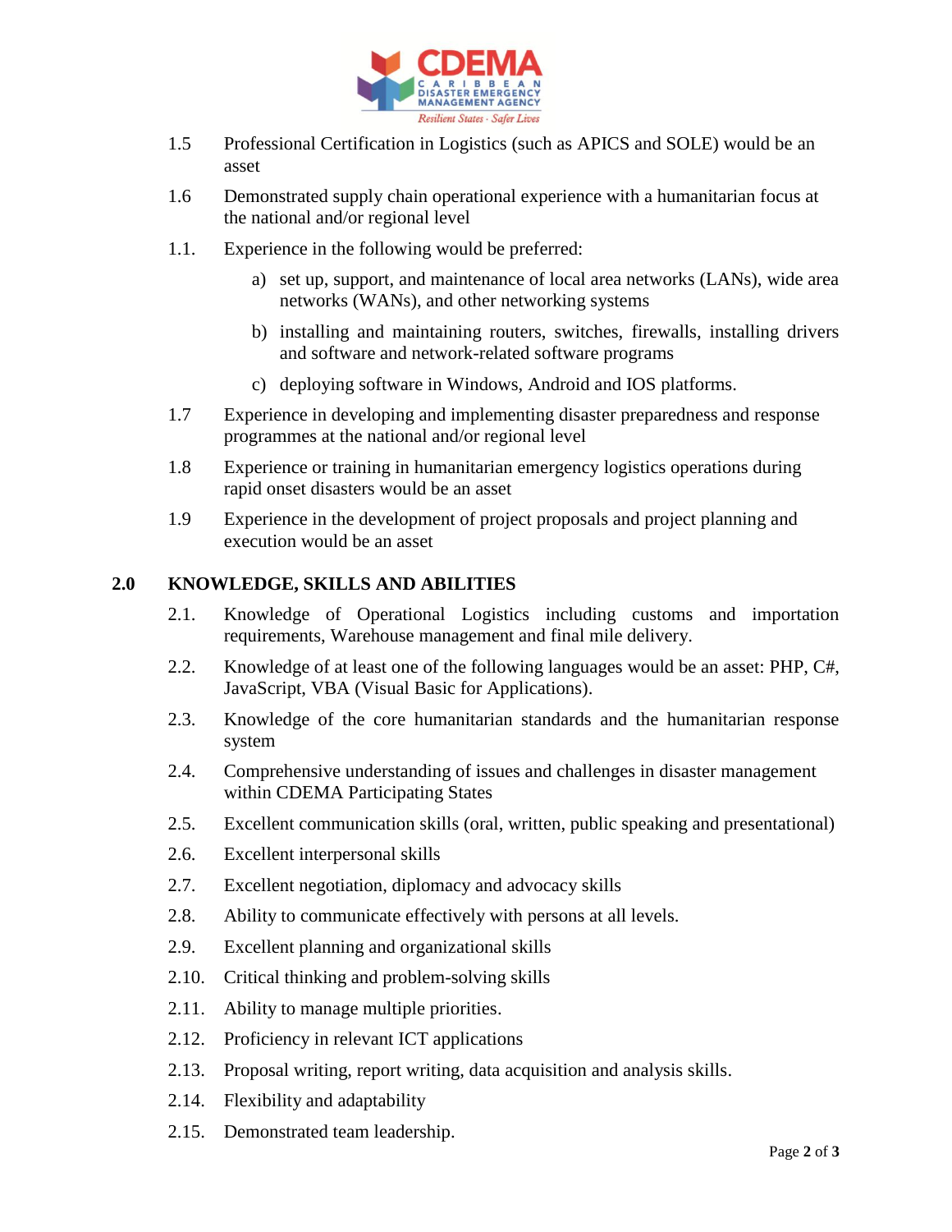1.5 Professional Certification in Logistics (such as APICS and SOLE) would be an asset

1.6 Demonstrated supply chain operational experience with a humanitarian focus at the national and/or regional level

1.1. Experience in the following would be preferred:

   a) set up, support, and maintenance of local area networks (LANs), wide area networks (WANs), and other networking systems

   b) installing and maintaining routers, switches, firewalls, installing drivers and software and network-related software programs

   c) deploying software in Windows, Android and IOS platforms.

1.7 Experience in developing and implementing disaster preparedness and response programmes at the national and/or regional level

1.8 Experience or training in humanitarian emergency logistics operations during rapid onset disasters would be an asset

1.9 Experience in the development of project proposals and project planning and execution would be an asset

## 2.0 KNOWLEDGE, SKILLS AND ABILITIES

2.1. Knowledge of Operational Logistics including customs and importation requirements, Warehouse management and final mile delivery.

2.2. Knowledge of at least one of the following languages would be an asset: PHP, C#, JavaScript, VBA (Visual Basic for Applications).

2.3. Knowledge of the core humanitarian standards and the humanitarian response system

2.4. Comprehensive understanding of issues and challenges in disaster management within CDEMA Participating States

2.5. Excellent communication skills (oral, written, public speaking and presentational)

2.6. Excellent interpersonal skills

2.7. Excellent negotiation, diplomacy and advocacy skills

2.8. Ability to communicate effectively with persons at all levels.

2.9. Excellent planning and organizational skills

2.10. Critical thinking and problem-solving skills

2.11. Ability to manage multiple priorities.

2.12. Proficiency in relevant ICT applications

2.13. Proposal writing, report writing, data acquisition and analysis skills.

2.14. Flexibility and adaptability

2.15. Demonstrated team leadership.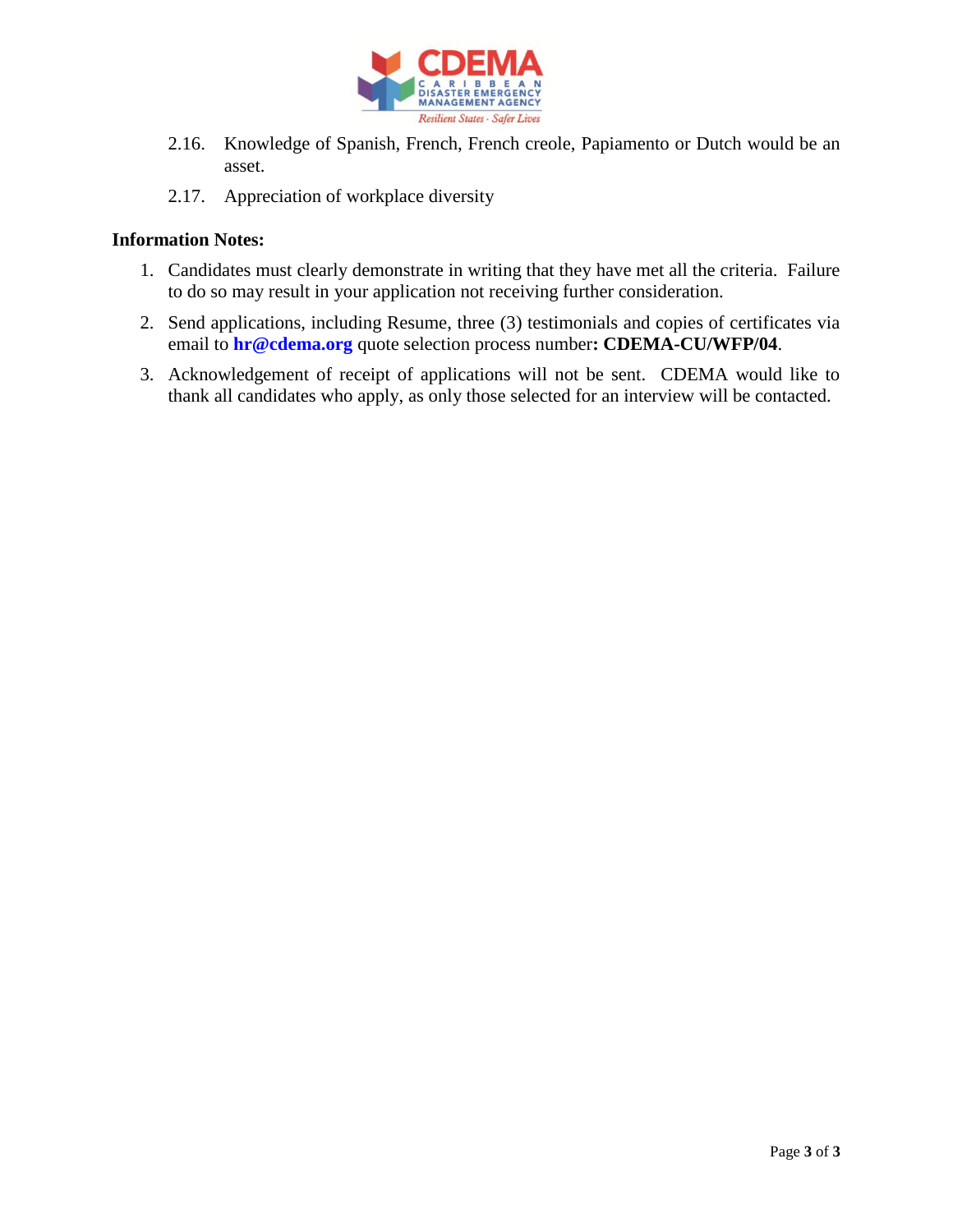2.16. Knowledge of Spanish, French, French creole, Papiamento or Dutch would be an asset.

2.17. Appreciation of workplace diversity

**Information Notes:**

1. Candidates must clearly demonstrate in writing that they have met all the criteria. Failure to do so may result in your application not receiving further consideration.
2. Send applications, including Resume, three (3) testimonials and copies of certificates via email to **hr@cdema.org** quote selection process number**: CDEMA-CU/WFP/04**.
3. Acknowledgement of receipt of applications will not be sent. CDEMA would like to thank all candidates who apply, as only those selected for an interview will be contacted.